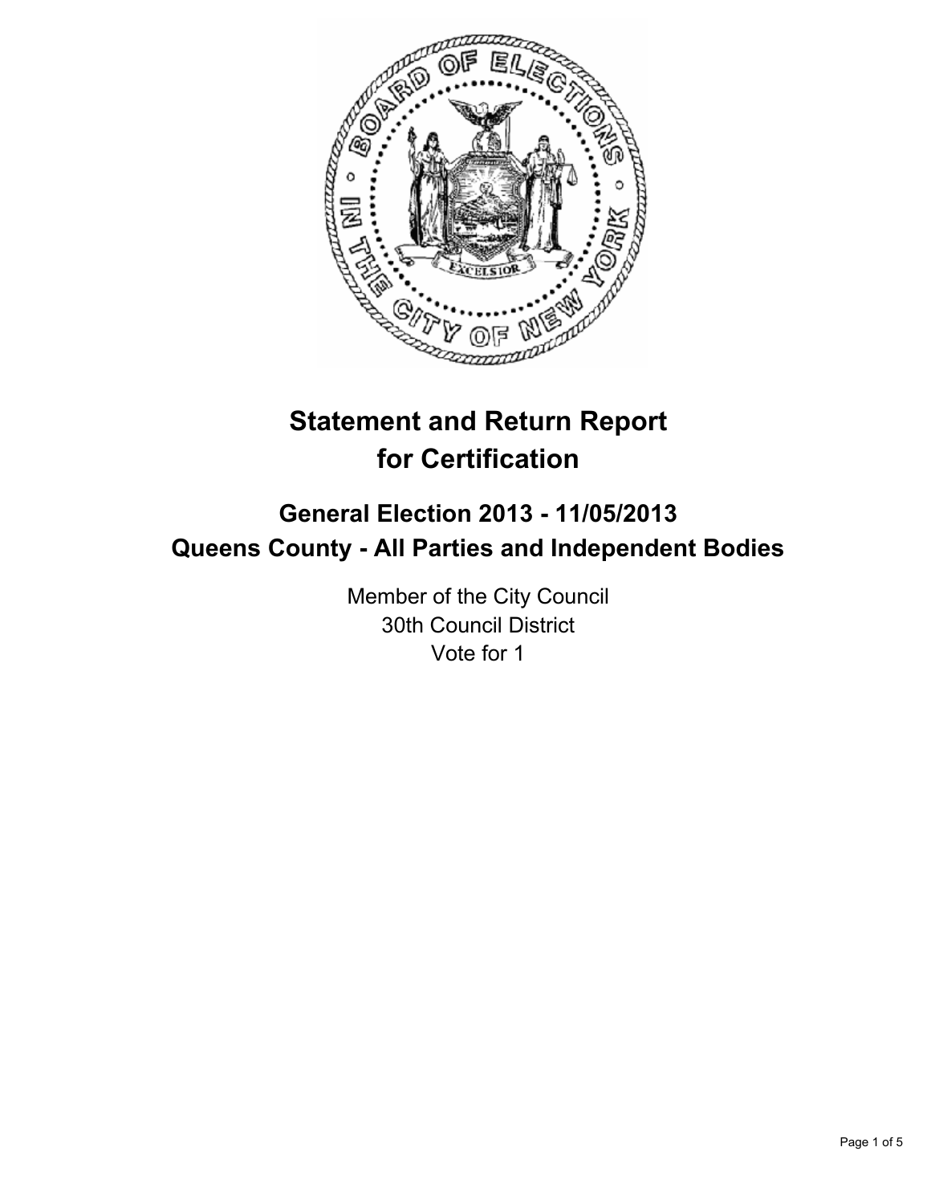# Statement and Return Report for Certification

## General Election 2013 - 11/05/2013
## Queens County - All Parties and Independent Bodies

Member of the City Council
30th Council District
Vote for 1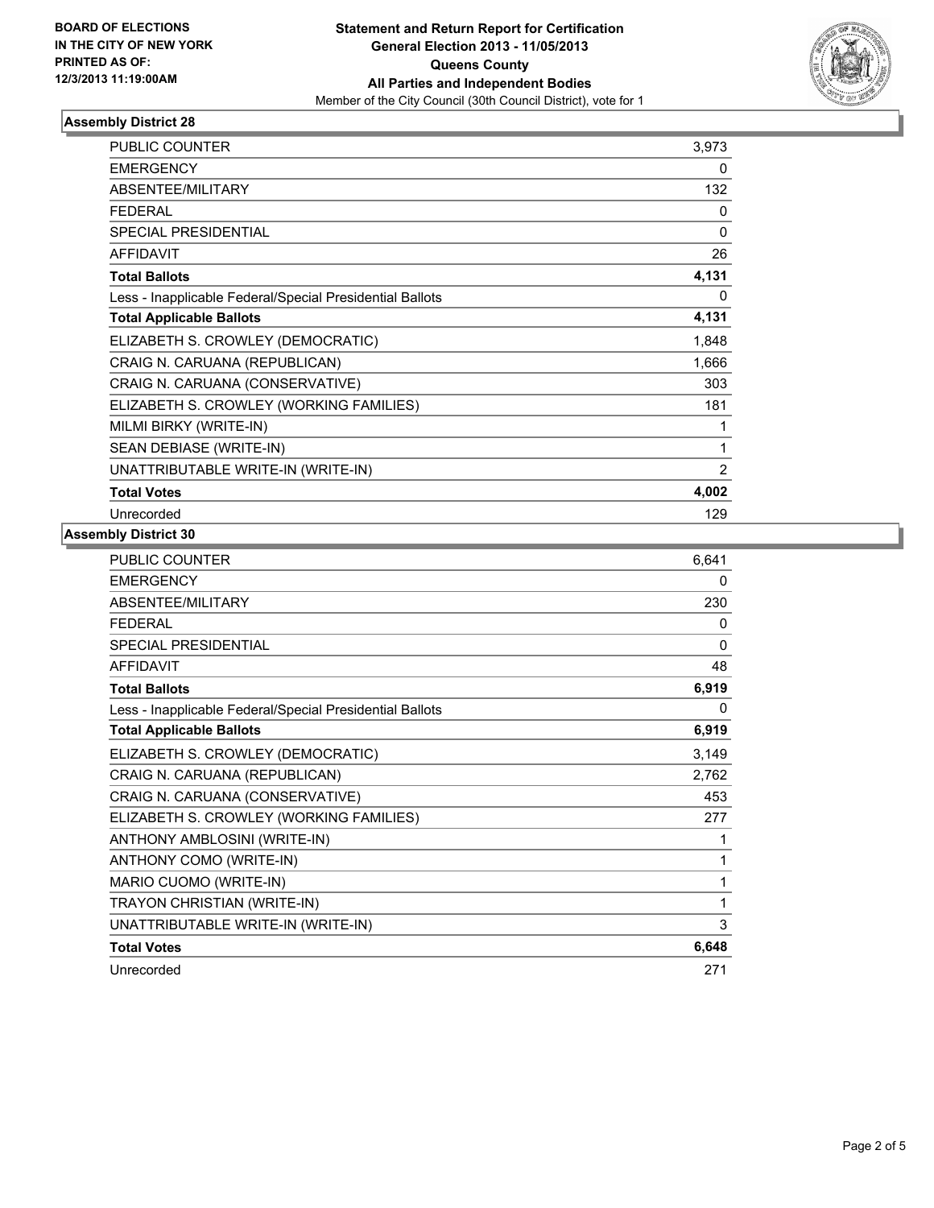**BOARD OF ELECTIONS**
**IN THE CITY OF NEW YORK**
**PRINTED AS OF:**
**12/3/2013 11:19:00AM**

**Statement and Return Report for Certification**
**General Election 2013 - 11/05/2013**
**Queens County**
**All Parties and Independent Bodies**
Member of the City Council (30th Council District), vote for 1

### Assembly District 28

| | |
|---|---|
| PUBLIC COUNTER | 3,973 |
| EMERGENCY | 0 |
| ABSENTEE/MILITARY | 132 |
| FEDERAL | 0 |
| SPECIAL PRESIDENTIAL | 0 |
| AFFIDAVIT | 26 |
| **Total Ballots** | **4,131** |
| Less - Inapplicable Federal/Special Presidential Ballots | 0 |
| **Total Applicable Ballots** | **4,131** |
| ELIZABETH S. CROWLEY (DEMOCRATIC) | 1,848 |
| CRAIG N. CARUANA (REPUBLICAN) | 1,666 |
| CRAIG N. CARUANA (CONSERVATIVE) | 303 |
| ELIZABETH S. CROWLEY (WORKING FAMILIES) | 181 |
| MILMI BIRKY (WRITE-IN) | 1 |
| SEAN DEBIASE (WRITE-IN) | 1 |
| UNATTRIBUTABLE WRITE-IN (WRITE-IN) | 2 |
| **Total Votes** | **4,002** |
| Unrecorded | 129 |

### Assembly District 30

| | |
|---|---|
| PUBLIC COUNTER | 6,641 |
| EMERGENCY | 0 |
| ABSENTEE/MILITARY | 230 |
| FEDERAL | 0 |
| SPECIAL PRESIDENTIAL | 0 |
| AFFIDAVIT | 48 |
| **Total Ballots** | **6,919** |
| Less - Inapplicable Federal/Special Presidential Ballots | 0 |
| **Total Applicable Ballots** | **6,919** |
| ELIZABETH S. CROWLEY (DEMOCRATIC) | 3,149 |
| CRAIG N. CARUANA (REPUBLICAN) | 2,762 |
| CRAIG N. CARUANA (CONSERVATIVE) | 453 |
| ELIZABETH S. CROWLEY (WORKING FAMILIES) | 277 |
| ANTHONY AMBLOSINI (WRITE-IN) | 1 |
| ANTHONY COMO (WRITE-IN) | 1 |
| MARIO CUOMO (WRITE-IN) | 1 |
| TRAYON CHRISTIAN (WRITE-IN) | 1 |
| UNATTRIBUTABLE WRITE-IN (WRITE-IN) | 3 |
| **Total Votes** | **6,648** |
| Unrecorded | 271 |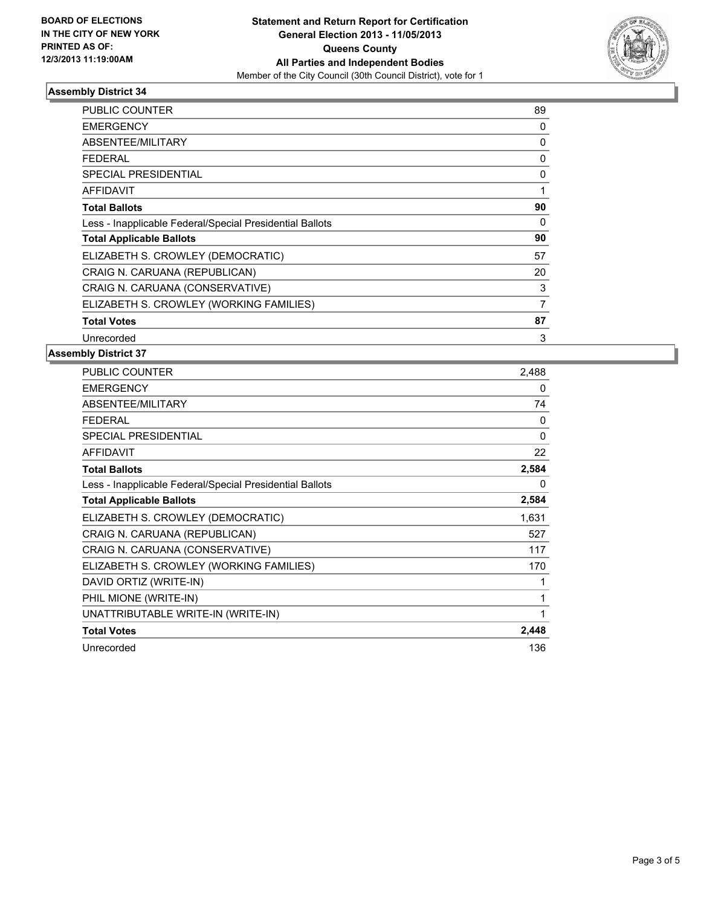BOARD OF ELECTIONS
IN THE CITY OF NEW YORK
PRINTED AS OF:
12/3/2013 11:19:00AM

**Statement and Return Report for Certification**
**General Election 2013 - 11/05/2013**
**Queens County**
**All Parties and Independent Bodies**
Member of the City Council (30th Council District), vote for 1

### Assembly District 34

| | |
|---|---|
| PUBLIC COUNTER | 89 |
| EMERGENCY | 0 |
| ABSENTEE/MILITARY | 0 |
| FEDERAL | 0 |
| SPECIAL PRESIDENTIAL | 0 |
| AFFIDAVIT | 1 |
| **Total Ballots** | **90** |
| Less - Inapplicable Federal/Special Presidential Ballots | 0 |
| **Total Applicable Ballots** | **90** |
| ELIZABETH S. CROWLEY (DEMOCRATIC) | 57 |
| CRAIG N. CARUANA (REPUBLICAN) | 20 |
| CRAIG N. CARUANA (CONSERVATIVE) | 3 |
| ELIZABETH S. CROWLEY (WORKING FAMILIES) | 7 |
| **Total Votes** | **87** |
| Unrecorded | 3 |

### Assembly District 37

| | |
|---|---|
| PUBLIC COUNTER | 2,488 |
| EMERGENCY | 0 |
| ABSENTEE/MILITARY | 74 |
| FEDERAL | 0 |
| SPECIAL PRESIDENTIAL | 0 |
| AFFIDAVIT | 22 |
| **Total Ballots** | **2,584** |
| Less - Inapplicable Federal/Special Presidential Ballots | 0 |
| **Total Applicable Ballots** | **2,584** |
| ELIZABETH S. CROWLEY (DEMOCRATIC) | 1,631 |
| CRAIG N. CARUANA (REPUBLICAN) | 527 |
| CRAIG N. CARUANA (CONSERVATIVE) | 117 |
| ELIZABETH S. CROWLEY (WORKING FAMILIES) | 170 |
| DAVID ORTIZ (WRITE-IN) | 1 |
| PHIL MIONE (WRITE-IN) | 1 |
| UNATTRIBUTABLE WRITE-IN (WRITE-IN) | 1 |
| **Total Votes** | **2,448** |
| Unrecorded | 136 |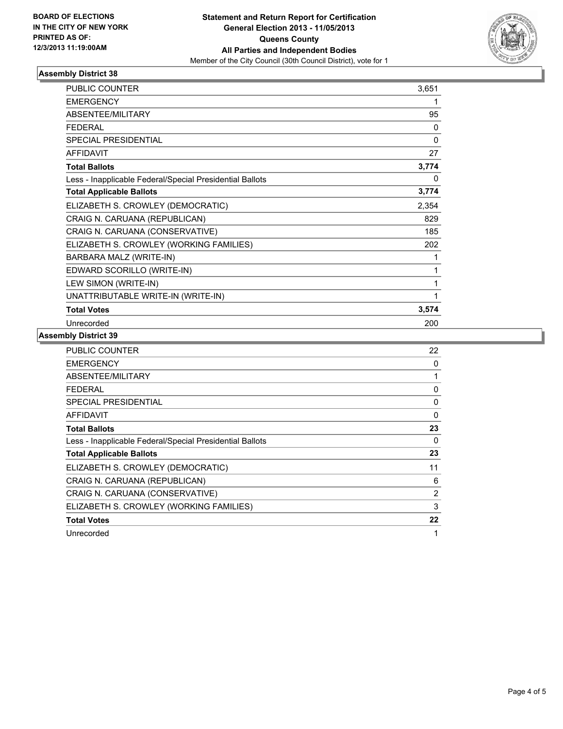**BOARD OF ELECTIONS IN THE CITY OF NEW YORK PRINTED AS OF: 12/3/2013 11:19:00AM**

**Statement and Return Report for Certification General Election 2013 - 11/05/2013 Queens County All Parties and Independent Bodies**

Member of the City Council (30th Council District), vote for 1

## Assembly District 38

| | |
|---|---|
| PUBLIC COUNTER | 3,651 |
| EMERGENCY | 1 |
| ABSENTEE/MILITARY | 95 |
| FEDERAL | 0 |
| SPECIAL PRESIDENTIAL | 0 |
| AFFIDAVIT | 27 |
| **Total Ballots** | **3,774** |
| Less - Inapplicable Federal/Special Presidential Ballots | 0 |
| **Total Applicable Ballots** | **3,774** |
| ELIZABETH S. CROWLEY (DEMOCRATIC) | 2,354 |
| CRAIG N. CARUANA (REPUBLICAN) | 829 |
| CRAIG N. CARUANA (CONSERVATIVE) | 185 |
| ELIZABETH S. CROWLEY (WORKING FAMILIES) | 202 |
| BARBARA MALZ (WRITE-IN) | 1 |
| EDWARD SCORILLO (WRITE-IN) | 1 |
| LEW SIMON (WRITE-IN) | 1 |
| UNATTRIBUTABLE WRITE-IN (WRITE-IN) | 1 |
| **Total Votes** | **3,574** |
| Unrecorded | 200 |

## Assembly District 39

| | |
|---|---|
| PUBLIC COUNTER | 22 |
| EMERGENCY | 0 |
| ABSENTEE/MILITARY | 1 |
| FEDERAL | 0 |
| SPECIAL PRESIDENTIAL | 0 |
| AFFIDAVIT | 0 |
| **Total Ballots** | **23** |
| Less - Inapplicable Federal/Special Presidential Ballots | 0 |
| **Total Applicable Ballots** | **23** |
| ELIZABETH S. CROWLEY (DEMOCRATIC) | 11 |
| CRAIG N. CARUANA (REPUBLICAN) | 6 |
| CRAIG N. CARUANA (CONSERVATIVE) | 2 |
| ELIZABETH S. CROWLEY (WORKING FAMILIES) | 3 |
| **Total Votes** | **22** |
| Unrecorded | 1 |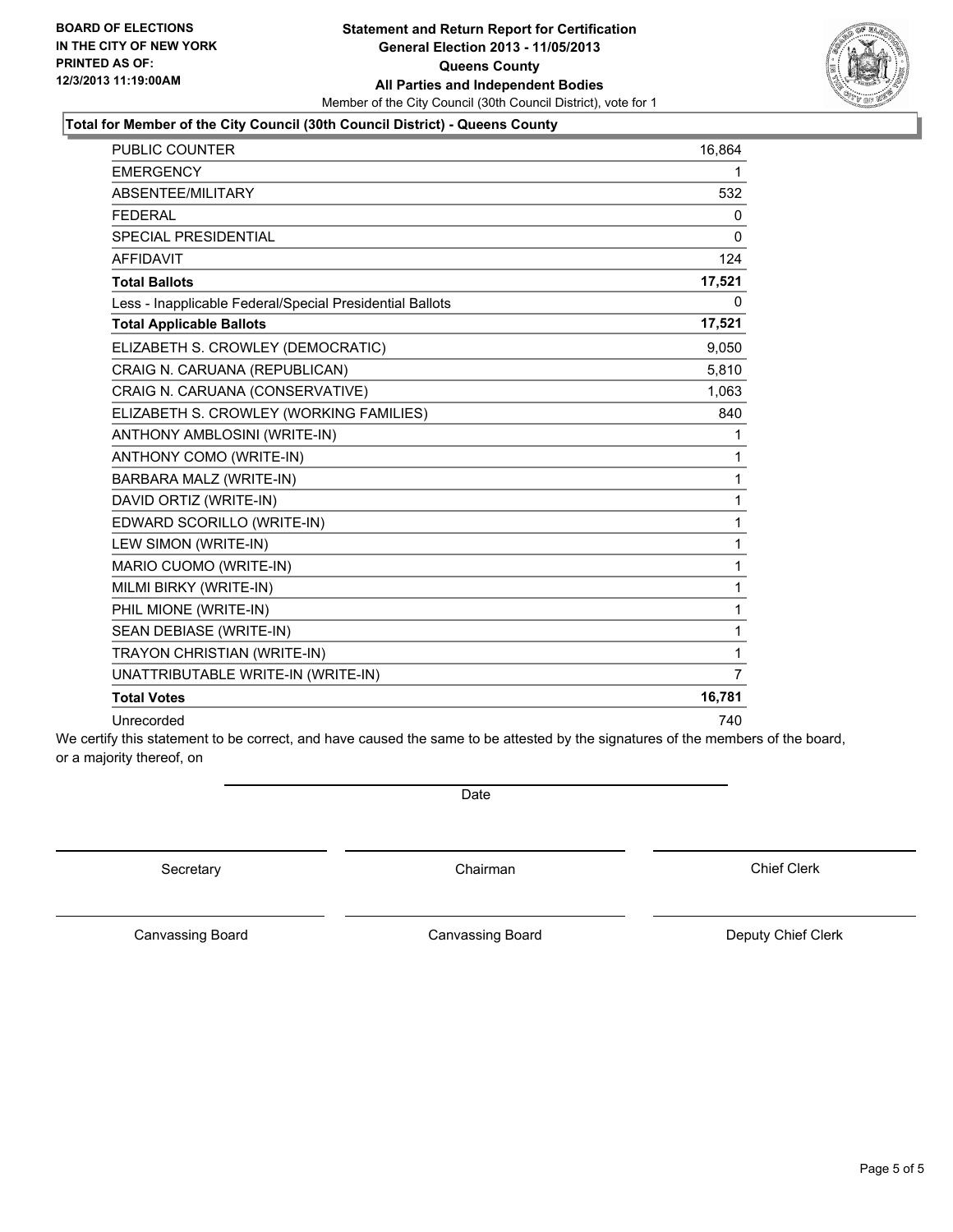**BOARD OF ELECTIONS IN THE CITY OF NEW YORK PRINTED AS OF: 12/3/2013 11:19:00AM**

**Statement and Return Report for Certification**
**General Election 2013 - 11/05/2013**
**Queens County**
**All Parties and Independent Bodies**

Member of the City Council (30th Council District), vote for 1

**Total for Member of the City Council (30th Council District) - Queens County**

| | |
|---|---|
| PUBLIC COUNTER | 16,864 |
| EMERGENCY | 1 |
| ABSENTEE/MILITARY | 532 |
| FEDERAL | 0 |
| SPECIAL PRESIDENTIAL | 0 |
| AFFIDAVIT | 124 |
| **Total Ballots** | **17,521** |
| Less - Inapplicable Federal/Special Presidential Ballots | 0 |
| **Total Applicable Ballots** | **17,521** |
| ELIZABETH S. CROWLEY (DEMOCRATIC) | 9,050 |
| CRAIG N. CARUANA (REPUBLICAN) | 5,810 |
| CRAIG N. CARUANA (CONSERVATIVE) | 1,063 |
| ELIZABETH S. CROWLEY (WORKING FAMILIES) | 840 |
| ANTHONY AMBLOSINI (WRITE-IN) | 1 |
| ANTHONY COMO (WRITE-IN) | 1 |
| BARBARA MALZ (WRITE-IN) | 1 |
| DAVID ORTIZ (WRITE-IN) | 1 |
| EDWARD SCORILLO (WRITE-IN) | 1 |
| LEW SIMON (WRITE-IN) | 1 |
| MARIO CUOMO (WRITE-IN) | 1 |
| MILMI BIRKY (WRITE-IN) | 1 |
| PHIL MIONE (WRITE-IN) | 1 |
| SEAN DEBIASE (WRITE-IN) | 1 |
| TRAYON CHRISTIAN (WRITE-IN) | 1 |
| UNATTRIBUTABLE WRITE-IN (WRITE-IN) | 7 |
| **Total Votes** | **16,781** |
| Unrecorded | 740 |

We certify this statement to be correct, and have caused the same to be attested by the signatures of the members of the board, or a majority thereof, on

Date

Secretary

Chairman

Chief Clerk

Canvassing Board

Canvassing Board

Deputy Chief Clerk